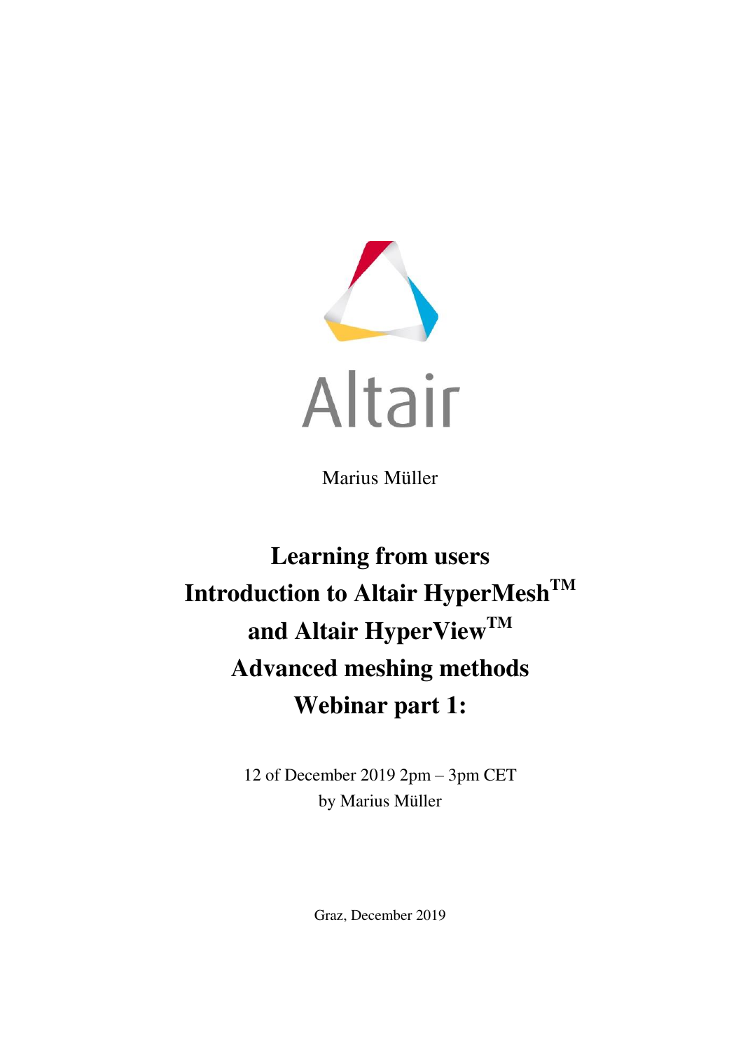Altair

Marius Müller

# Learning from users
# Introduction to Altair HyperMesh™ and Altair HyperView™
# Advanced meshing methods
# Webinar part 1:

12 of December 2019 2pm – 3pm CET
by Marius Müller

Graz, December 2019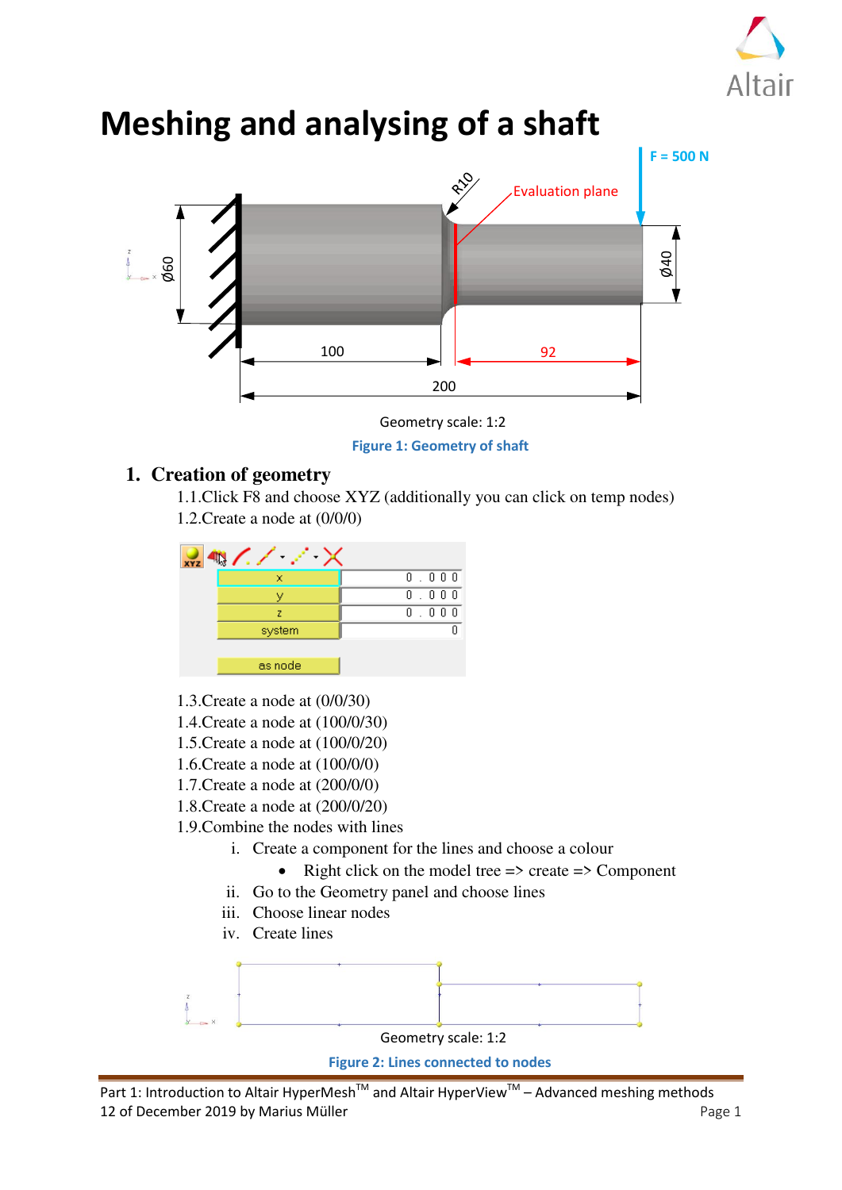# Meshing and analysing of a shaft

Geometry scale: 1:2

Figure 1: Geometry of shaft

## 1. Creation of geometry

1.1. Click F8 and choose XYZ (additionally you can click on temp nodes)

1.2. Create a node at (0/0/0)

1.3. Create a node at (0/0/30)

1.4. Create a node at (100/0/30)

1.5. Create a node at (100/0/20)

1.6. Create a node at (100/0/0)

1.7. Create a node at (200/0/0)

1.8. Create a node at (200/0/20)

1.9. Combine the nodes with lines

i. Create a component for the lines and choose a colour
   - Right click on the model tree => create => Component

ii. Go to the Geometry panel and choose lines

iii. Choose linear nodes

iv. Create lines

Geometry scale: 1:2

Figure 2: Lines connected to nodes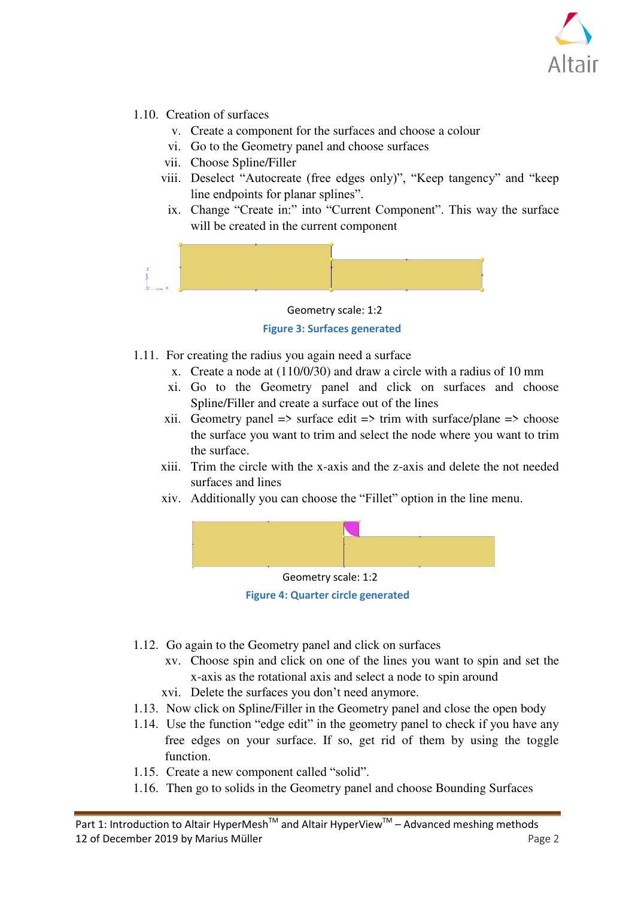1.10. Creation of surfaces

v. Create a component for the surfaces and choose a colour

vi. Go to the Geometry panel and choose surfaces

vii. Choose Spline/Filler

viii. Deselect "Autocreate (free edges only)", "Keep tangency" and "keep line endpoints for planar splines".

ix. Change "Create in:" into "Current Component". This way the surface will be created in the current component

Geometry scale: 1:2

**Figure 3: Surfaces generated**

1.11. For creating the radius you again need a surface

x. Create a node at (110/0/30) and draw a circle with a radius of 10 mm

xi. Go to the Geometry panel and click on surfaces and choose Spline/Filler and create a surface out of the lines

xii. Geometry panel => surface edit => trim with surface/plane => choose the surface you want to trim and select the node where you want to trim the surface.

xiii. Trim the circle with the x-axis and the z-axis and delete the not needed surfaces and lines

xiv. Additionally you can choose the "Fillet" option in the line menu.

Geometry scale: 1:2

**Figure 4: Quarter circle generated**

1.12. Go again to the Geometry panel and click on surfaces

xv. Choose spin and click on one of the lines you want to spin and set the x-axis as the rotational axis and select a node to spin around

xvi. Delete the surfaces you don't need anymore.

1.13. Now click on Spline/Filler in the Geometry panel and close the open body

1.14. Use the function "edge edit" in the geometry panel to check if you have any free edges on your surface. If so, get rid of them by using the toggle function.

1.15. Create a new component called "solid".

1.16. Then go to solids in the Geometry panel and choose Bounding Surfaces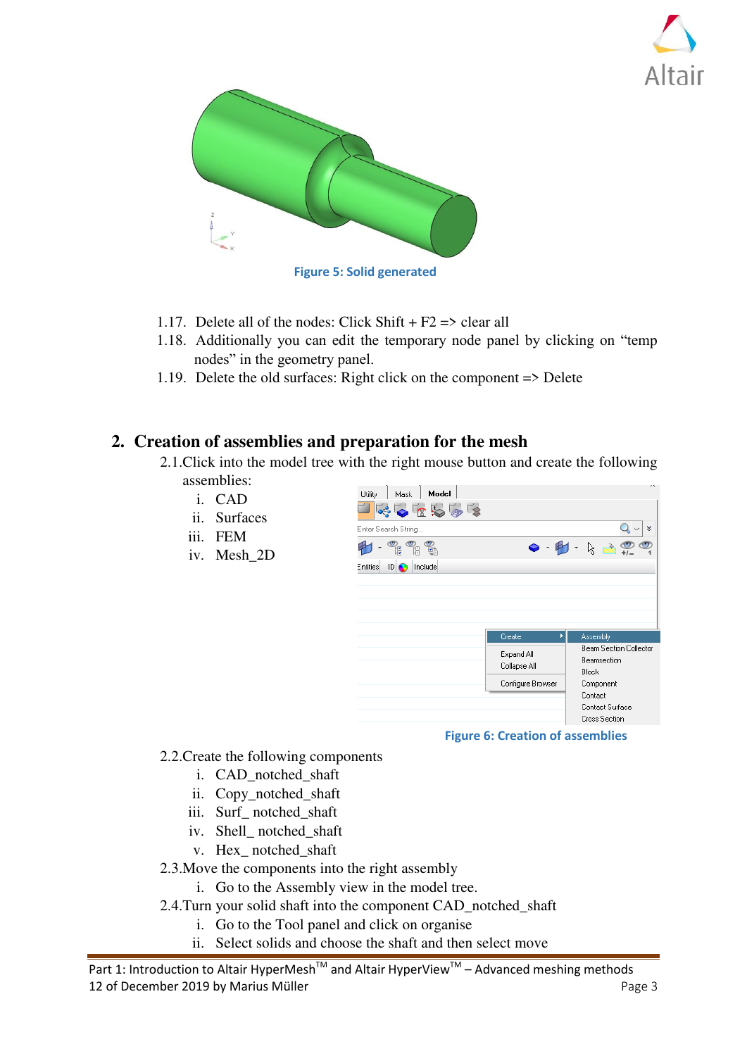Figure 5: Solid generated

1.17. Delete all of the nodes: Click Shift + F2 => clear all
1.18. Additionally you can edit the temporary node panel by clicking on “temp nodes” in the geometry panel.
1.19. Delete the old surfaces: Right click on the component => Delete

## 2. Creation of assemblies and preparation for the mesh

2.1. Click into the model tree with the right mouse button and create the following assemblies:

   i. CAD
   ii. Surfaces
   iii. FEM
   iv. Mesh_2D

Figure 6: Creation of assemblies

2.2. Create the following components

   i. CAD_notched_shaft
   ii. Copy_notched_shaft
   iii. Surf_ notched_shaft
   iv. Shell_ notched_shaft
   v. Hex_ notched_shaft

2.3. Move the components into the right assembly

   i. Go to the Assembly view in the model tree.

2.4. Turn your solid shaft into the component CAD_notched_shaft

   i. Go to the Tool panel and click on organise
   ii. Select solids and choose the shaft and then select move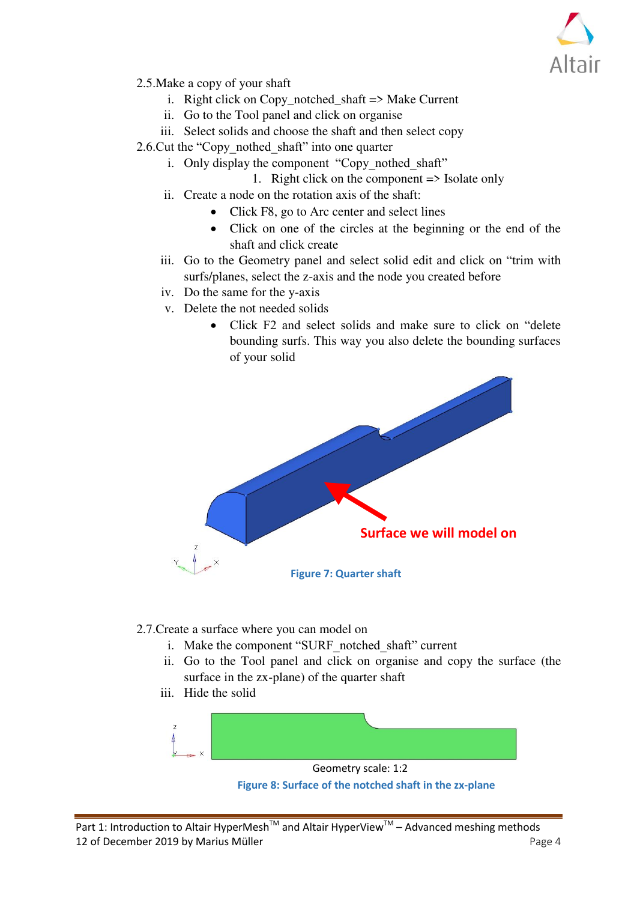2.5.Make a copy of your shaft

i. Right click on Copy_notched_shaft => Make Current
ii. Go to the Tool panel and click on organise
iii. Select solids and choose the shaft and then select copy

2.6.Cut the "Copy_nothed_shaft" into one quarter

i. Only display the component "Copy_nothed_shaft"
    1. Right click on the component => Isolate only
ii. Create a node on the rotation axis of the shaft:
    - Click F8, go to Arc center and select lines
    - Click on one of the circles at the beginning or the end of the shaft and click create
iii. Go to the Geometry panel and select solid edit and click on "trim with surfs/planes, select the z-axis and the node you created before
iv. Do the same for the y-axis
v. Delete the not needed solids
    - Click F2 and select solids and make sure to click on "delete bounding surfs. This way you also delete the bounding surfaces of your solid

Surface we will model on

Figure 7: Quarter shaft

2.7.Create a surface where you can model on

i. Make the component "SURF_notched_shaft" current
ii. Go to the Tool panel and click on organise and copy the surface (the surface in the zx-plane) of the quarter shaft
iii. Hide the solid

Geometry scale: 1:2

Figure 8: Surface of the notched shaft in the zx-plane